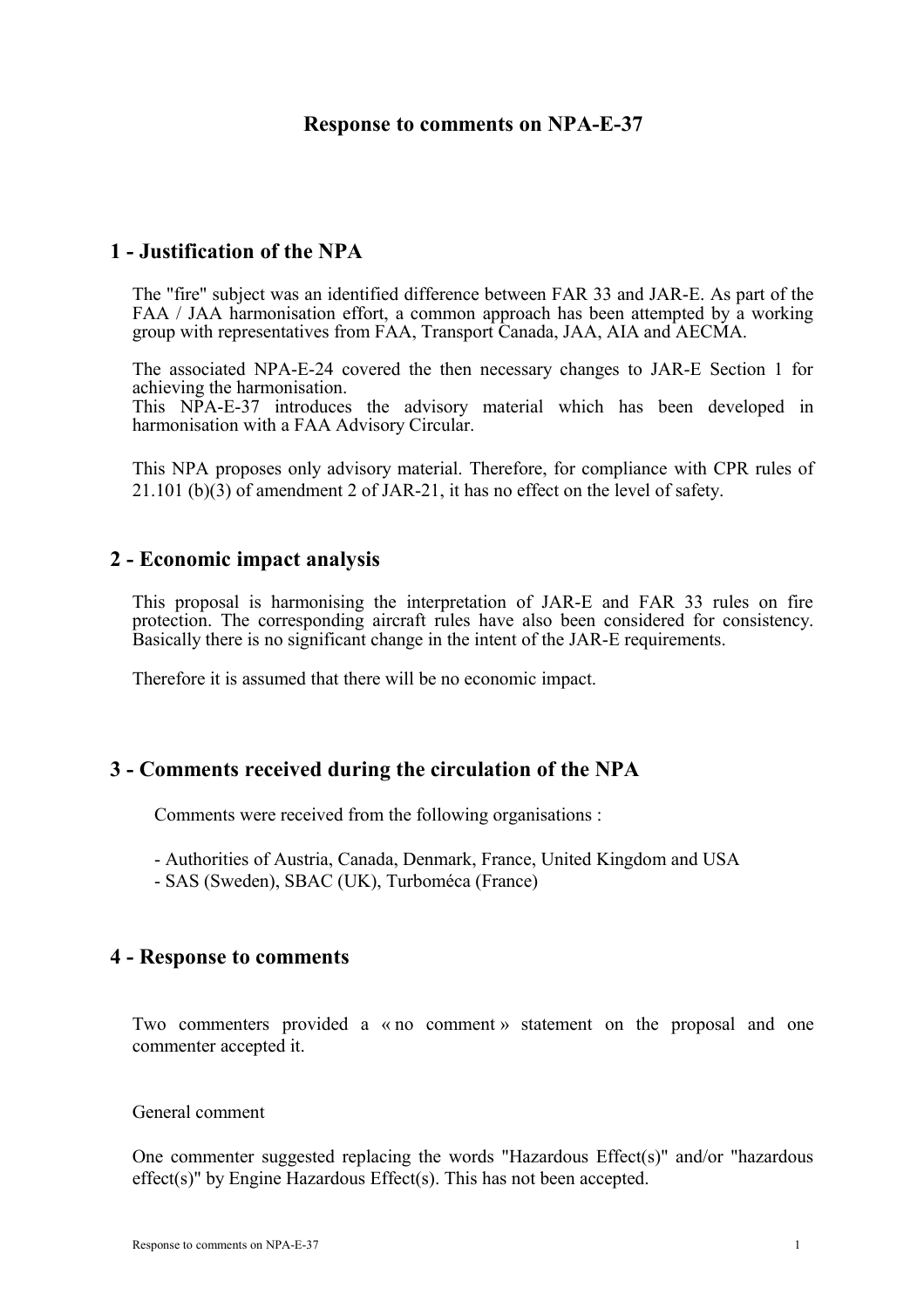# Response to comments on NPA-E-37

## 1 - Justification of the NPA

The "fire" subject was an identified difference between FAR 33 and JAR-E. As part of the FAA / JAA harmonisation effort, a common approach has been attempted by a working group with representatives from FAA, Transport Canada, JAA, AIA and AECMA.

The associated NPA-E-24 covered the then necessary changes to JAR-E Section 1 for achieving the harmonisation.
This NPA-E-37 introduces the advisory material which has been developed in harmonisation with a FAA Advisory Circular.

This NPA proposes only advisory material. Therefore, for compliance with CPR rules of 21.101 (b)(3) of amendment 2 of JAR-21, it has no effect on the level of safety.

## 2 - Economic impact analysis

This proposal is harmonising the interpretation of JAR-E and FAR 33 rules on fire protection. The corresponding aircraft rules have also been considered for consistency. Basically there is no significant change in the intent of the JAR-E requirements.

Therefore it is assumed that there will be no economic impact.

## 3 - Comments received during the circulation of the NPA

Comments were received from the following organisations :

- Authorities of Austria, Canada, Denmark, France, United Kingdom and USA
- SAS (Sweden), SBAC (UK), Turboméca (France)

## 4 - Response to comments

Two commenters provided a « no comment » statement on the proposal and one commenter accepted it.

General comment

One commenter suggested replacing the words "Hazardous Effect(s)" and/or "hazardous effect(s)" by Engine Hazardous Effect(s). This has not been accepted.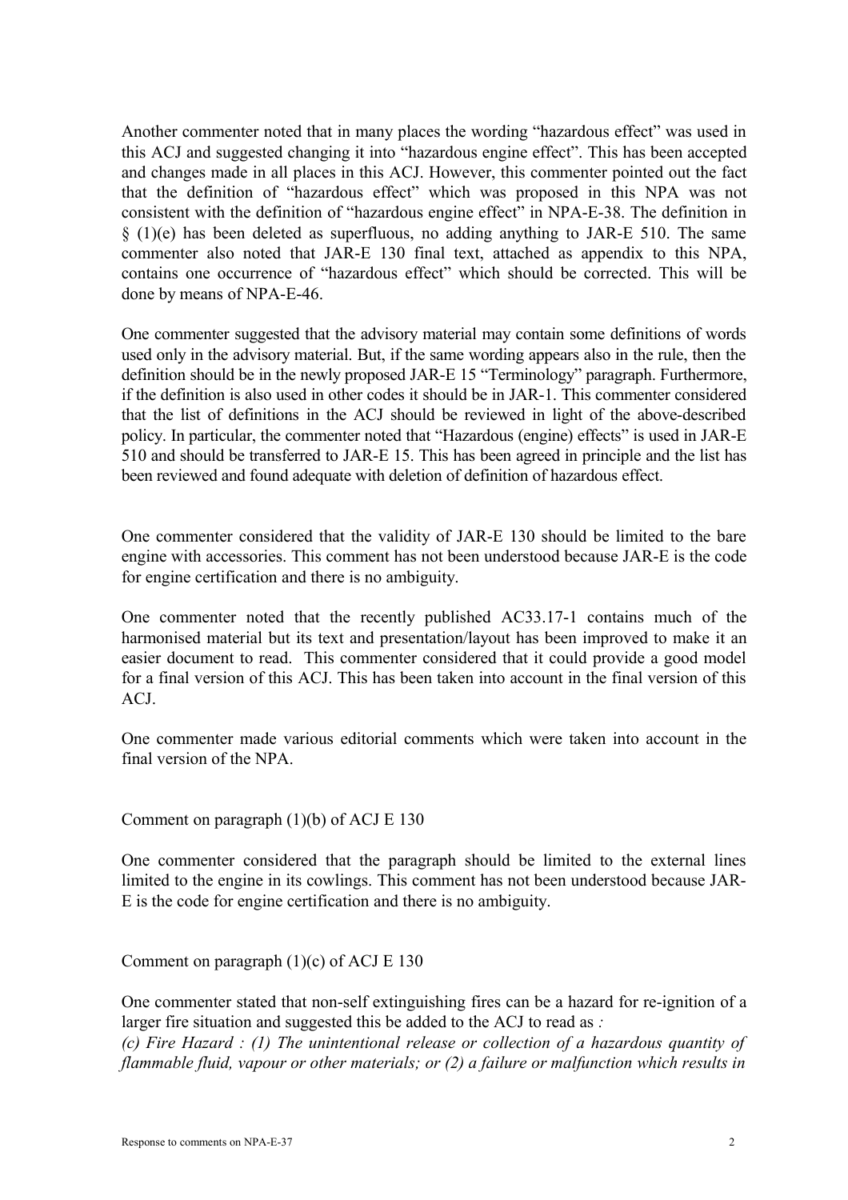Another commenter noted that in many places the wording “hazardous effect” was used in this ACJ and suggested changing it into “hazardous engine effect”. This has been accepted and changes made in all places in this ACJ. However, this commenter pointed out the fact that the definition of “hazardous effect” which was proposed in this NPA was not consistent with the definition of “hazardous engine effect” in NPA-E-38. The definition in § (1)(e) has been deleted as superfluous, no adding anything to JAR-E 510. The same commenter also noted that JAR-E 130 final text, attached as appendix to this NPA, contains one occurrence of “hazardous effect” which should be corrected. This will be done by means of NPA-E-46.

One commenter suggested that the advisory material may contain some definitions of words used only in the advisory material. But, if the same wording appears also in the rule, then the definition should be in the newly proposed JAR-E 15 “Terminology” paragraph. Furthermore, if the definition is also used in other codes it should be in JAR-1. This commenter considered that the list of definitions in the ACJ should be reviewed in light of the above-described policy. In particular, the commenter noted that “Hazardous (engine) effects” is used in JAR-E 510 and should be transferred to JAR-E 15. This has been agreed in principle and the list has been reviewed and found adequate with deletion of definition of hazardous effect.

One commenter considered that the validity of JAR-E 130 should be limited to the bare engine with accessories. This comment has not been understood because JAR-E is the code for engine certification and there is no ambiguity.

One commenter noted that the recently published AC33.17-1 contains much of the harmonised material but its text and presentation/layout has been improved to make it an easier document to read. This commenter considered that it could provide a good model for a final version of this ACJ. This has been taken into account in the final version of this ACJ.

One commenter made various editorial comments which were taken into account in the final version of the NPA.

Comment on paragraph (1)(b) of ACJ E 130

One commenter considered that the paragraph should be limited to the external lines limited to the engine in its cowlings. This comment has not been understood because JAR-E is the code for engine certification and there is no ambiguity.

Comment on paragraph (1)(c) of ACJ E 130

One commenter stated that non-self extinguishing fires can be a hazard for re-ignition of a larger fire situation and suggested this be added to the ACJ to read as *:*
*(c) Fire Hazard : (1) The unintentional release or collection of a hazardous quantity of flammable fluid, vapour or other materials; or (2) a failure or malfunction which results in*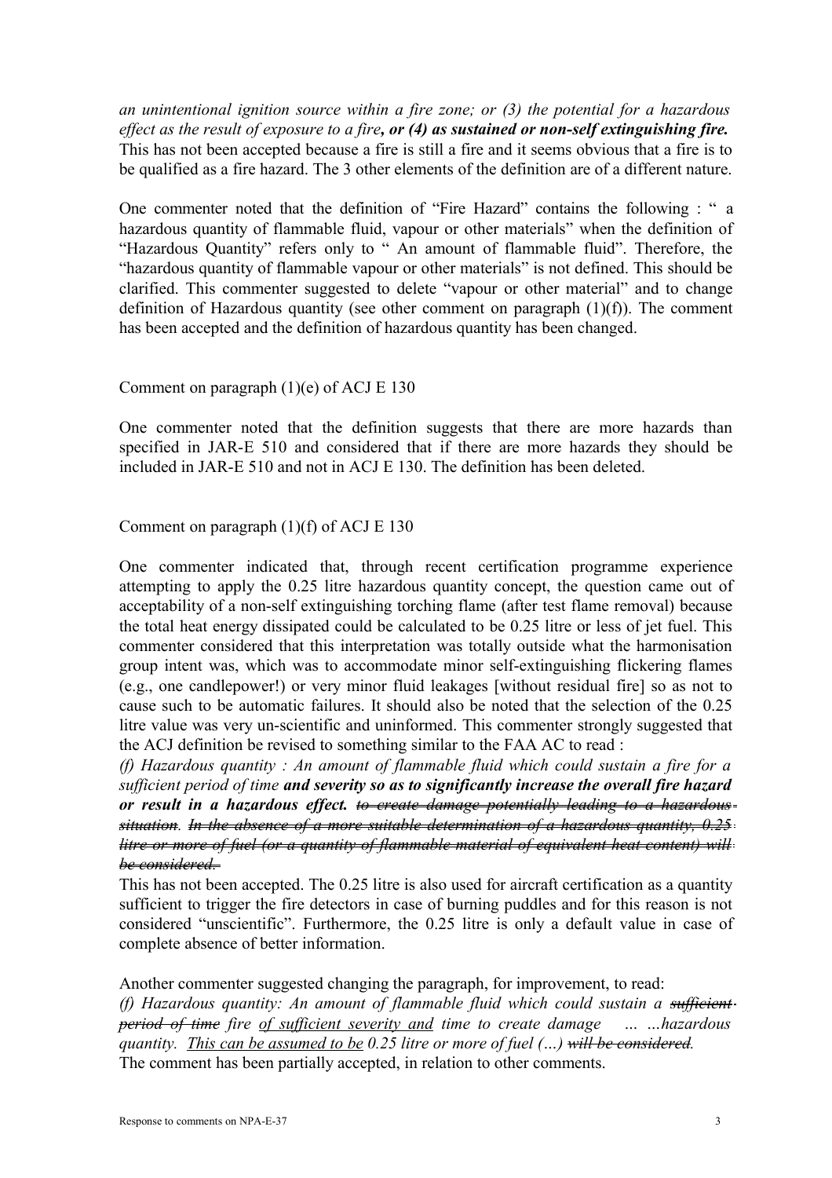*an unintentional ignition source within a fire zone; or (3) the potential for a hazardous effect as the result of exposure to a fire****, or (4) as sustained or non-self extinguishing fire.*** This has not been accepted because a fire is still a fire and it seems obvious that a fire is to be qualified as a fire hazard. The 3 other elements of the definition are of a different nature.

One commenter noted that the definition of "Fire Hazard" contains the following : " a hazardous quantity of flammable fluid, vapour or other materials" when the definition of "Hazardous Quantity" refers only to " An amount of flammable fluid". Therefore, the "hazardous quantity of flammable vapour or other materials" is not defined. This should be clarified. This commenter suggested to delete "vapour or other material" and to change definition of Hazardous quantity (see other comment on paragraph (1)(f)). The comment has been accepted and the definition of hazardous quantity has been changed.

Comment on paragraph (1)(e) of ACJ E 130

One commenter noted that the definition suggests that there are more hazards than specified in JAR-E 510 and considered that if there are more hazards they should be included in JAR-E 510 and not in ACJ E 130. The definition has been deleted.

Comment on paragraph (1)(f) of ACJ E 130

One commenter indicated that, through recent certification programme experience attempting to apply the 0.25 litre hazardous quantity concept, the question came out of acceptability of a non-self extinguishing torching flame (after test flame removal) because the total heat energy dissipated could be calculated to be 0.25 litre or less of jet fuel. This commenter considered that this interpretation was totally outside what the harmonisation group intent was, which was to accommodate minor self-extinguishing flickering flames (e.g., one candlepower!) or very minor fluid leakages [without residual fire] so as not to cause such to be automatic failures. It should also be noted that the selection of the 0.25 litre value was very un-scientific and uninformed. This commenter strongly suggested that the ACJ definition be revised to something similar to the FAA AC to read :

*(f) Hazardous quantity : An amount of flammable fluid which could sustain a fire for a sufficient period of time* ***and severity so as to significantly increase the overall fire hazard or result in a hazardous effect.*** *~~to create damage potentially leading to a hazardous situation~~. ~~In the absence of a more suitable determination of a hazardous quantity, 0.25 litre or more of fuel (or a quantity of flammable material of equivalent heat content) will be considered.~~*

This has not been accepted. The 0.25 litre is also used for aircraft certification as a quantity sufficient to trigger the fire detectors in case of burning puddles and for this reason is not considered "unscientific". Furthermore, the 0.25 litre is only a default value in case of complete absence of better information.

Another commenter suggested changing the paragraph, for improvement, to read:

*(f) Hazardous quantity: An amount of flammable fluid which could sustain a ~~sufficient period of time~~ fire <u>of sufficient severity and</u> time to create damage … …hazardous quantity. <u>This can be assumed to be</u> 0.25 litre or more of fuel (…) ~~will be considered~~.*

The comment has been partially accepted, in relation to other comments.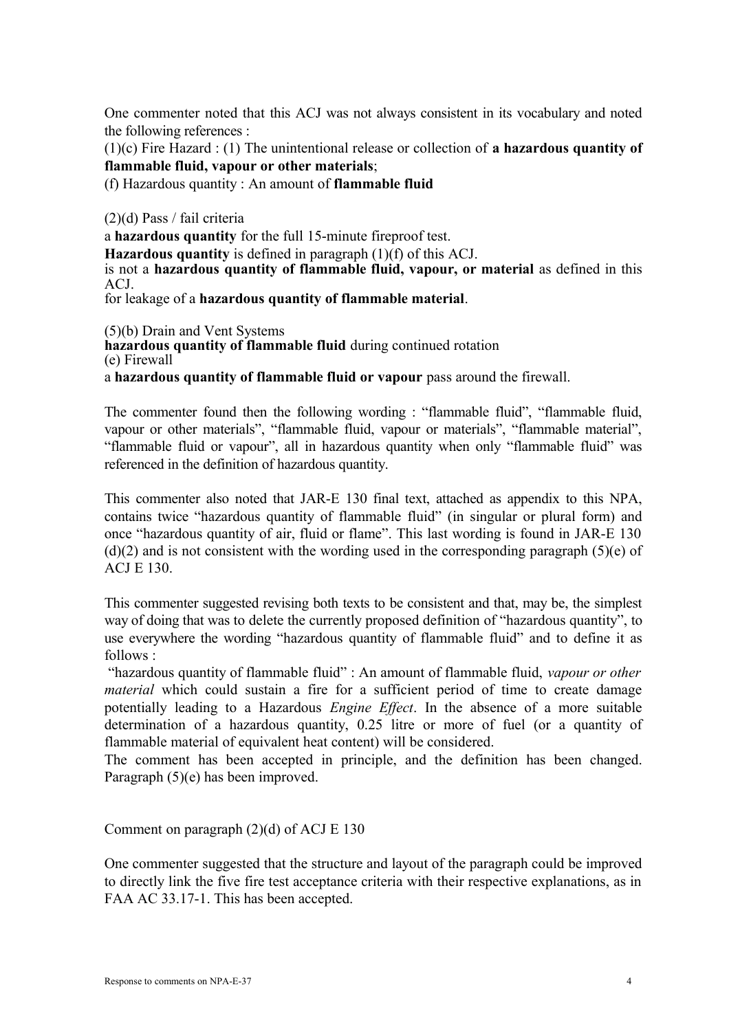One commenter noted that this ACJ was not always consistent in its vocabulary and noted the following references :

(1)(c) Fire Hazard : (1) The unintentional release or collection of **a hazardous quantity of flammable fluid, vapour or other materials**;

(f) Hazardous quantity : An amount of **flammable fluid**

(2)(d) Pass / fail criteria

a **hazardous quantity** for the full 15-minute fireproof test.

**Hazardous quantity** is defined in paragraph (1)(f) of this ACJ.

is not a **hazardous quantity of flammable fluid, vapour, or material** as defined in this ACJ.

for leakage of a **hazardous quantity of flammable material**.

(5)(b) Drain and Vent Systems

**hazardous quantity of flammable fluid** during continued rotation

(e) Firewall

a **hazardous quantity of flammable fluid or vapour** pass around the firewall.

The commenter found then the following wording : "flammable fluid", "flammable fluid, vapour or other materials", "flammable fluid, vapour or materials", "flammable material", "flammable fluid or vapour", all in hazardous quantity when only "flammable fluid" was referenced in the definition of hazardous quantity.

This commenter also noted that JAR-E 130 final text, attached as appendix to this NPA, contains twice "hazardous quantity of flammable fluid" (in singular or plural form) and once "hazardous quantity of air, fluid or flame". This last wording is found in JAR-E 130 (d)(2) and is not consistent with the wording used in the corresponding paragraph (5)(e) of ACJ E 130.

This commenter suggested revising both texts to be consistent and that, may be, the simplest way of doing that was to delete the currently proposed definition of "hazardous quantity", to use everywhere the wording "hazardous quantity of flammable fluid" and to define it as follows :

"hazardous quantity of flammable fluid" : An amount of flammable fluid, *vapour or other material* which could sustain a fire for a sufficient period of time to create damage potentially leading to a Hazardous *Engine Effect*. In the absence of a more suitable determination of a hazardous quantity, 0.25 litre or more of fuel (or a quantity of flammable material of equivalent heat content) will be considered.

The comment has been accepted in principle, and the definition has been changed. Paragraph (5)(e) has been improved.

Comment on paragraph (2)(d) of ACJ E 130

One commenter suggested that the structure and layout of the paragraph could be improved to directly link the five fire test acceptance criteria with their respective explanations, as in FAA AC 33.17-1. This has been accepted.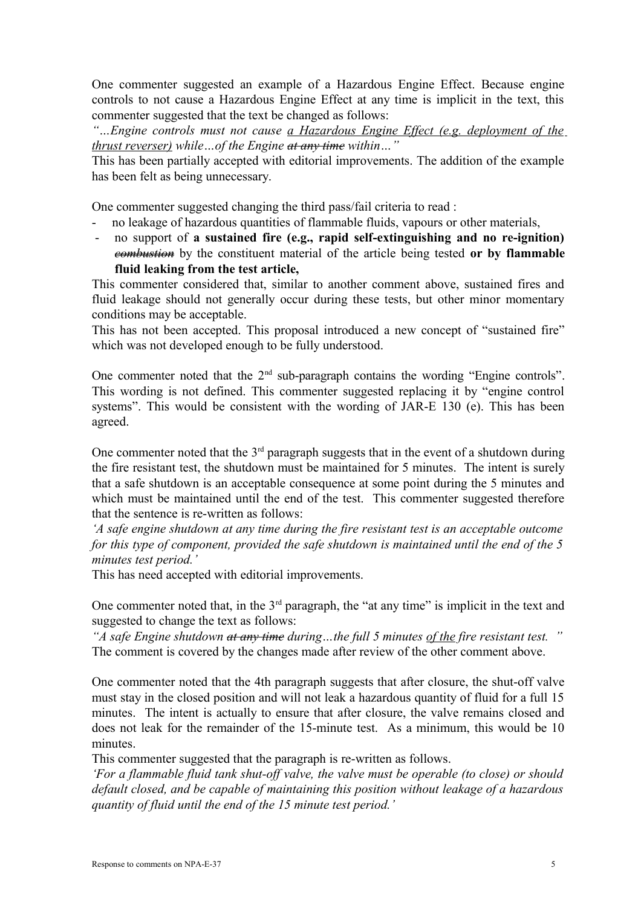One commenter suggested an example of a Hazardous Engine Effect. Because engine controls to not cause a Hazardous Engine Effect at any time is implicit in the text, this commenter suggested that the text be changed as follows:

*"…Engine controls must not cause <u>a Hazardous Engine Effect (e.g. deployment of the thrust reverser)</u> while…of the Engine ~~at any time~~ within…"*

This has been partially accepted with editorial improvements. The addition of the example has been felt as being unnecessary.

One commenter suggested changing the third pass/fail criteria to read :

- no leakage of hazardous quantities of flammable fluids, vapours or other materials,
- no support of **a sustained fire (e.g., rapid self-extinguishing and no re-ignition)** ***~~combustion~~*** by the constituent material of the article being tested **or by flammable fluid leaking from the test article,**

This commenter considered that, similar to another comment above, sustained fires and fluid leakage should not generally occur during these tests, but other minor momentary conditions may be acceptable.

This has not been accepted. This proposal introduced a new concept of "sustained fire" which was not developed enough to be fully understood.

One commenter noted that the 2nd sub-paragraph contains the wording "Engine controls". This wording is not defined. This commenter suggested replacing it by "engine control systems". This would be consistent with the wording of JAR-E 130 (e). This has been agreed.

One commenter noted that the 3rd paragraph suggests that in the event of a shutdown during the fire resistant test, the shutdown must be maintained for 5 minutes. The intent is surely that a safe shutdown is an acceptable consequence at some point during the 5 minutes and which must be maintained until the end of the test. This commenter suggested therefore that the sentence is re-written as follows:

*'A safe engine shutdown at any time during the fire resistant test is an acceptable outcome for this type of component, provided the safe shutdown is maintained until the end of the 5 minutes test period.'*

This has need accepted with editorial improvements.

One commenter noted that, in the 3rd paragraph, the "at any time" is implicit in the text and suggested to change the text as follows:

*"A safe Engine shutdown ~~at any time~~ during…the full 5 minutes <u>of the</u> fire resistant test. "*

The comment is covered by the changes made after review of the other comment above.

One commenter noted that the 4th paragraph suggests that after closure, the shut-off valve must stay in the closed position and will not leak a hazardous quantity of fluid for a full 15 minutes. The intent is actually to ensure that after closure, the valve remains closed and does not leak for the remainder of the 15-minute test. As a minimum, this would be 10 minutes.

This commenter suggested that the paragraph is re-written as follows.

*'For a flammable fluid tank shut-off valve, the valve must be operable (to close) or should default closed, and be capable of maintaining this position without leakage of a hazardous quantity of fluid until the end of the 15 minute test period.'*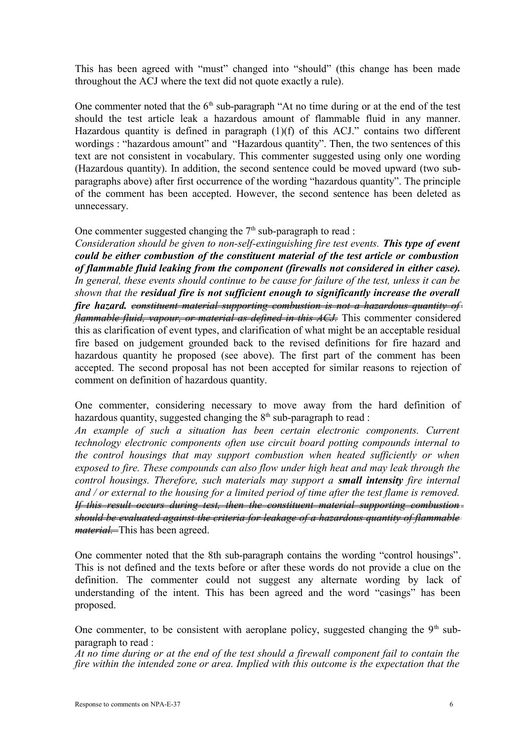This has been agreed with "must" changed into "should" (this change has been made throughout the ACJ where the text did not quote exactly a rule).

One commenter noted that the 6[th] sub-paragraph "At no time during or at the end of the test should the test article leak a hazardous amount of flammable fluid in any manner. Hazardous quantity is defined in paragraph (1)(f) of this ACJ." contains two different wordings : "hazardous amount" and "Hazardous quantity". Then, the two sentences of this text are not consistent in vocabulary. This commenter suggested using only one wording (Hazardous quantity). In addition, the second sentence could be moved upward (two sub-paragraphs above) after first occurrence of the wording "hazardous quantity". The principle of the comment has been accepted. However, the second sentence has been deleted as unnecessary.

One commenter suggested changing the 7[th] sub-paragraph to read :

*Consideration should be given to non-self-extinguishing fire test events.* ***This type of event could be either combustion of the constituent material of the test article or combustion of flammable fluid leaking from the component (firewalls not considered in either case).*** *In general, these events should continue to be cause for failure of the test, unless it can be shown that the* ***residual fire is not sufficient enough to significantly increase the overall fire hazard.*** ~~*constituent material supporting combustion is not a hazardous quantity of flammable fluid, vapour, or material as defined in this ACJ.*~~ This commenter considered this as clarification of event types, and clarification of what might be an acceptable residual fire based on judgement grounded back to the revised definitions for fire hazard and hazardous quantity he proposed (see above). The first part of the comment has been accepted. The second proposal has not been accepted for similar reasons to rejection of comment on definition of hazardous quantity.

One commenter, considering necessary to move away from the hard definition of hazardous quantity, suggested changing the 8[th] sub-paragraph to read :

*An example of such a situation has been certain electronic components. Current technology electronic components often use circuit board potting compounds internal to the control housings that may support combustion when heated sufficiently or when exposed to fire. These compounds can also flow under high heat and may leak through the control housings. Therefore, such materials may support a* ***small intensity*** *fire internal and / or external to the housing for a limited period of time after the test flame is removed.* ~~*If this result occurs during test, then the constituent material supporting combustion should be evaluated against the criteria for leakage of a hazardous quantity of flammable material.*~~ This has been agreed.

One commenter noted that the 8th sub-paragraph contains the wording "control housings". This is not defined and the texts before or after these words do not provide a clue on the definition. The commenter could not suggest any alternate wording by lack of understanding of the intent. This has been agreed and the word "casings" has been proposed.

One commenter, to be consistent with aeroplane policy, suggested changing the 9[th] sub-paragraph to read :

*At no time during or at the end of the test should a firewall component fail to contain the fire within the intended zone or area. Implied with this outcome is the expectation that the*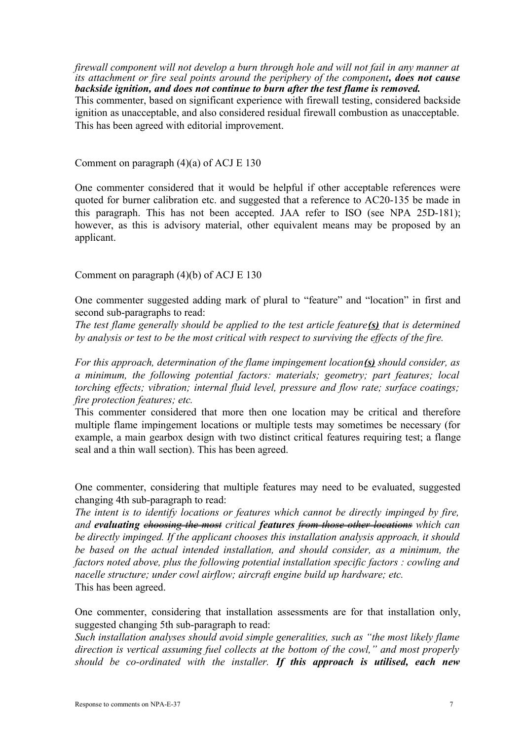*firewall component will not develop a burn through hole and will not fail in any manner at its attachment or fire seal points around the periphery of the component****, does not cause backside ignition, and does not continue to burn after the test flame is removed.***
This commenter, based on significant experience with firewall testing, considered backside ignition as unacceptable, and also considered residual firewall combustion as unacceptable. This has been agreed with editorial improvement.

Comment on paragraph (4)(a) of ACJ E 130

One commenter considered that it would be helpful if other acceptable references were quoted for burner calibration etc. and suggested that a reference to AC20-135 be made in this paragraph. This has not been accepted. JAA refer to ISO (see NPA 25D-181); however, as this is advisory material, other equivalent means may be proposed by an applicant.

Comment on paragraph (4)(b) of ACJ E 130

One commenter suggested adding mark of plural to "feature" and "location" in first and second sub-paragraphs to read:
*The test flame generally should be applied to the test article feature****<u>(s)</u>*** *that is determined by analysis or test to be the most critical with respect to surviving the effects of the fire.*

*For this approach, determination of the flame impingement location****<u>(s)</u>*** *should consider, as a minimum, the following potential factors: materials; geometry; part features; local torching effects; vibration; internal fluid level, pressure and flow rate; surface coatings; fire protection features; etc.*
This commenter considered that more then one location may be critical and therefore multiple flame impingement locations or multiple tests may sometimes be necessary (for example, a main gearbox design with two distinct critical features requiring test; a flange seal and a thin wall section). This has been agreed.

One commenter, considering that multiple features may need to be evaluated, suggested changing 4th sub-paragraph to read:
*The intent is to identify locations or features which cannot be directly impinged by fire, and* ***evaluating*** *~~choosing the most~~ critical* ***features*** *~~from those other locations~~ which can be directly impinged. If the applicant chooses this installation analysis approach, it should be based on the actual intended installation, and should consider, as a minimum, the factors noted above, plus the following potential installation specific factors : cowling and nacelle structure; under cowl airflow; aircraft engine build up hardware; etc.*
This has been agreed.

One commenter, considering that installation assessments are for that installation only, suggested changing 5th sub-paragraph to read:
*Such installation analyses should avoid simple generalities, such as "the most likely flame direction is vertical assuming fuel collects at the bottom of the cowl," and most properly should be co-ordinated with the installer.* ***If this approach is utilised, each new***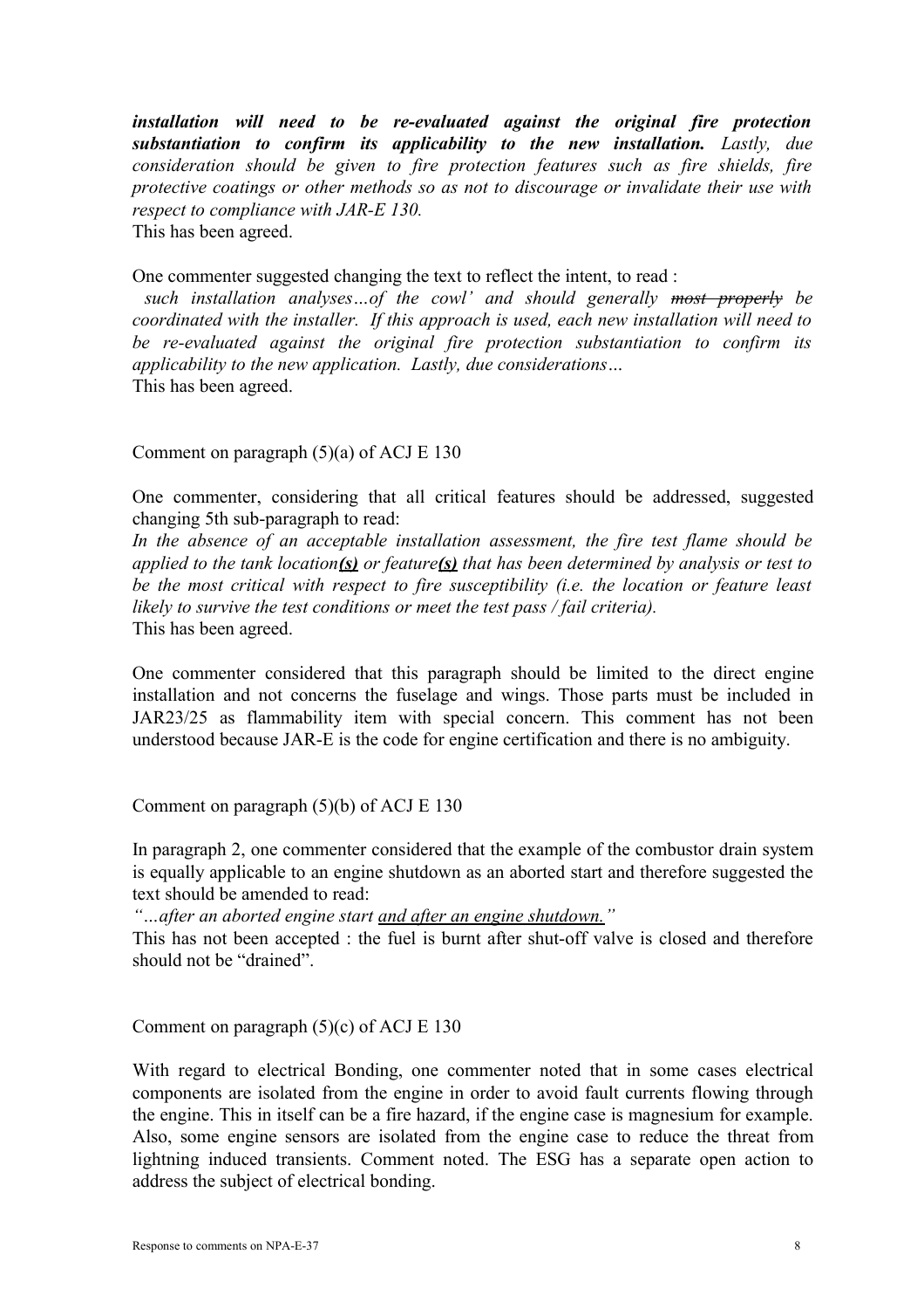***installation will need to be re-evaluated against the original fire protection substantiation to confirm its applicability to the new installation.*** *Lastly, due consideration should be given to fire protection features such as fire shields, fire protective coatings or other methods so as not to discourage or invalidate their use with respect to compliance with JAR-E 130.*
This has been agreed.

One commenter suggested changing the text to reflect the intent, to read :
*such installation analyses…of the cowl' and should generally ~~most properly~~ be coordinated with the installer. If this approach is used, each new installation will need to be re-evaluated against the original fire protection substantiation to confirm its applicability to the new application. Lastly, due considerations…*
This has been agreed.

Comment on paragraph (5)(a) of ACJ E 130

One commenter, considering that all critical features should be addressed, suggested changing 5th sub-paragraph to read:
*In the absence of an acceptable installation assessment, the fire test flame should be applied to the tank location**(s)** or feature**(s)** that has been determined by analysis or test to be the most critical with respect to fire susceptibility (i.e. the location or feature least likely to survive the test conditions or meet the test pass / fail criteria).*
This has been agreed.

One commenter considered that this paragraph should be limited to the direct engine installation and not concerns the fuselage and wings. Those parts must be included in JAR23/25 as flammability item with special concern. This comment has not been understood because JAR-E is the code for engine certification and there is no ambiguity.

Comment on paragraph (5)(b) of ACJ E 130

In paragraph 2, one commenter considered that the example of the combustor drain system is equally applicable to an engine shutdown as an aborted start and therefore suggested the text should be amended to read:
*"…after an aborted engine start and after an engine shutdown."*
This has not been accepted : the fuel is burnt after shut-off valve is closed and therefore should not be "drained".

Comment on paragraph (5)(c) of ACJ E 130

With regard to electrical Bonding, one commenter noted that in some cases electrical components are isolated from the engine in order to avoid fault currents flowing through the engine. This in itself can be a fire hazard, if the engine case is magnesium for example. Also, some engine sensors are isolated from the engine case to reduce the threat from lightning induced transients. Comment noted. The ESG has a separate open action to address the subject of electrical bonding.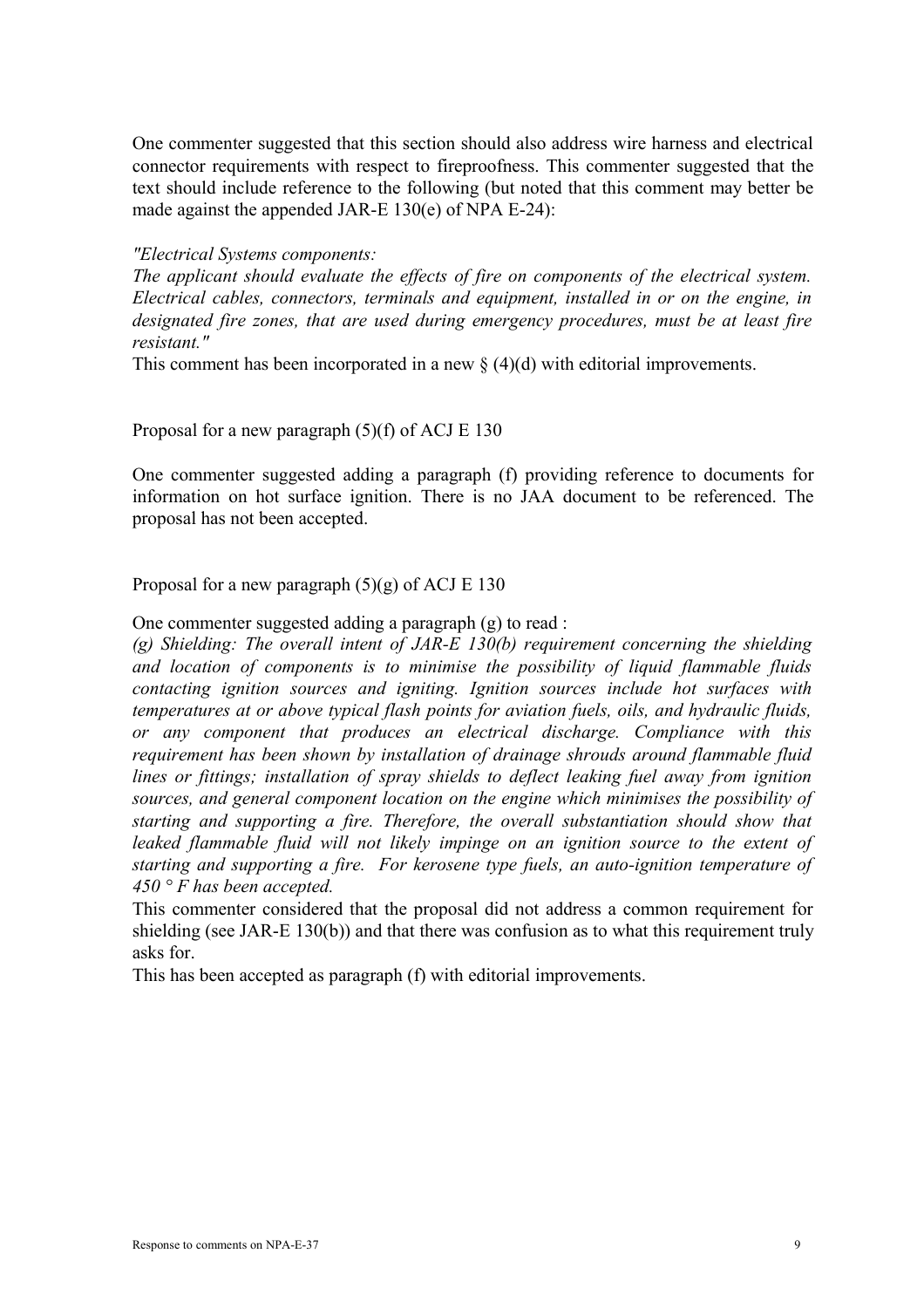One commenter suggested that this section should also address wire harness and electrical connector requirements with respect to fireproofness. This commenter suggested that the text should include reference to the following (but noted that this comment may better be made against the appended JAR-E 130(e) of NPA E-24):

*"Electrical Systems components:*
*The applicant should evaluate the effects of fire on components of the electrical system. Electrical cables, connectors, terminals and equipment, installed in or on the engine, in designated fire zones, that are used during emergency procedures, must be at least fire resistant."*

This comment has been incorporated in a new § (4)(d) with editorial improvements.

Proposal for a new paragraph (5)(f) of ACJ E 130

One commenter suggested adding a paragraph (f) providing reference to documents for information on hot surface ignition. There is no JAA document to be referenced. The proposal has not been accepted.

Proposal for a new paragraph (5)(g) of ACJ E 130

One commenter suggested adding a paragraph (g) to read :

*(g) Shielding: The overall intent of JAR-E 130(b) requirement concerning the shielding and location of components is to minimise the possibility of liquid flammable fluids contacting ignition sources and igniting. Ignition sources include hot surfaces with temperatures at or above typical flash points for aviation fuels, oils, and hydraulic fluids, or any component that produces an electrical discharge. Compliance with this requirement has been shown by installation of drainage shrouds around flammable fluid lines or fittings; installation of spray shields to deflect leaking fuel away from ignition sources, and general component location on the engine which minimises the possibility of starting and supporting a fire. Therefore, the overall substantiation should show that leaked flammable fluid will not likely impinge on an ignition source to the extent of starting and supporting a fire. For kerosene type fuels, an auto-ignition temperature of 450 ° F has been accepted.*

This commenter considered that the proposal did not address a common requirement for shielding (see JAR-E 130(b)) and that there was confusion as to what this requirement truly asks for.

This has been accepted as paragraph (f) with editorial improvements.